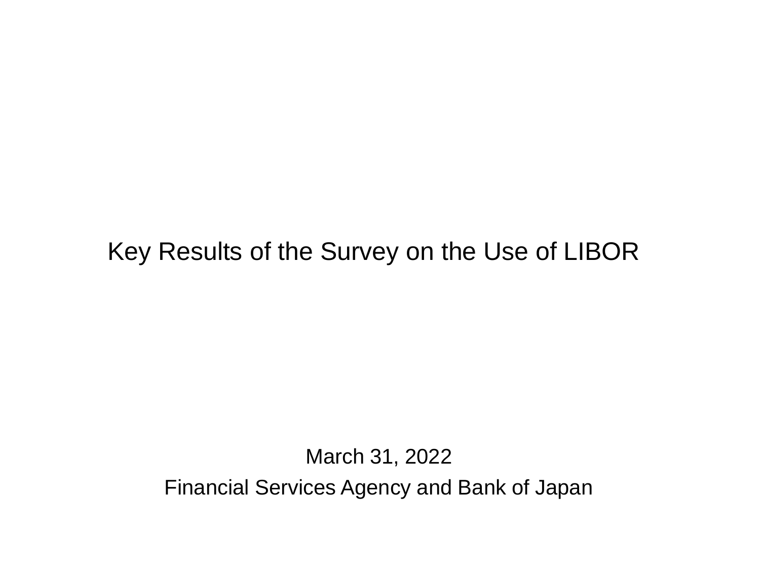# Key Results of the Survey on the Use of LIBOR

March 31, 2022

Financial Services Agency and Bank of Japan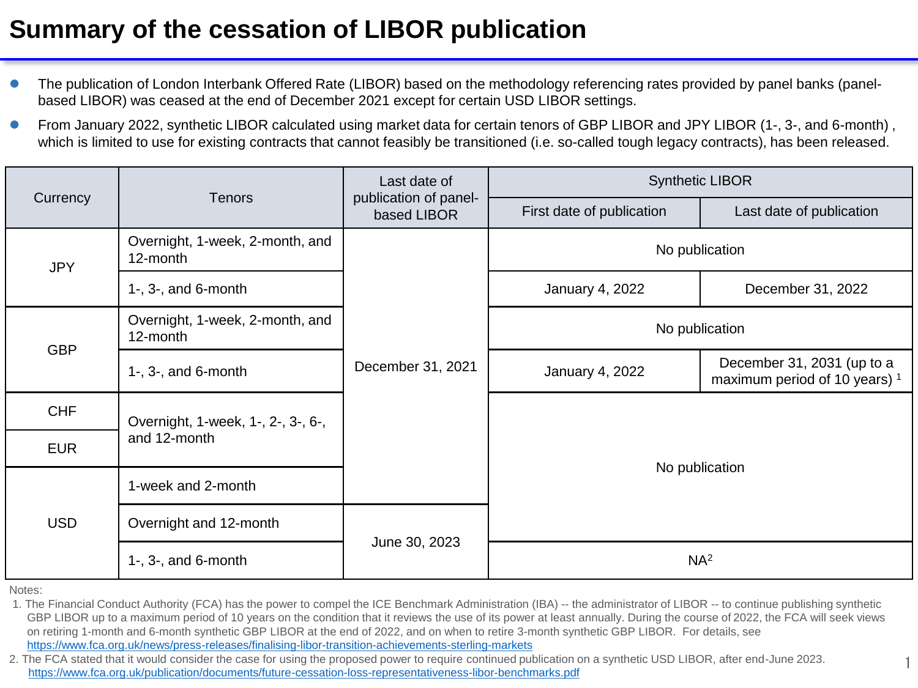# Summary of the cessation of LIBOR publication

- The publication of London Interbank Offered Rate (LIBOR) based on the methodology referencing rates provided by panel banks (panel-based LIBOR) was ceased at the end of December 2021 except for certain USD LIBOR settings.
- From January 2022, synthetic LIBOR calculated using market data for certain tenors of GBP LIBOR and JPY LIBOR (1-, 3-, and 6-month) , which is limited to use for existing contracts that cannot feasibly be transitioned (i.e. so-called tough legacy contracts), has been released.

| Currency | Tenors | Last date of publication of panel-based LIBOR | Synthetic LIBOR | |
|---|---|---|---|---|
| | | | First date of publication | Last date of publication |
| JPY | Overnight, 1-week, 2-month, and 12-month | December 31, 2021 | No publication | |
| JPY | 1-, 3-, and 6-month | December 31, 2021 | January 4, 2022 | December 31, 2022 |
| GBP | Overnight, 1-week, 2-month, and 12-month | December 31, 2021 | No publication | |
| GBP | 1-, 3-, and 6-month | December 31, 2021 | January 4, 2022 | December 31, 2031 (up to a maximum period of 10 years) [1] |
| CHF | Overnight, 1-week, 1-, 2-, 3-, 6-, and 12-month | December 31, 2021 | No publication | |
| EUR | Overnight, 1-week, 1-, 2-, 3-, 6-, and 12-month | December 31, 2021 | No publication | |
| USD | 1-week and 2-month | December 31, 2021 | No publication | |
| USD | Overnight and 12-month | June 30, 2023 | No publication | |
| USD | 1-, 3-, and 6-month | June 30, 2023 | NA[2] | |

Notes:

1. The Financial Conduct Authority (FCA) has the power to compel the ICE Benchmark Administration (IBA) -- the administrator of LIBOR -- to continue publishing synthetic GBP LIBOR up to a maximum period of 10 years on the condition that it reviews the use of its power at least annually. During the course of 2022, the FCA will seek views on retiring 1-month and 6-month synthetic GBP LIBOR at the end of 2022, and on when to retire 3-month synthetic GBP LIBOR. For details, see https://www.fca.org.uk/news/press-releases/finalising-libor-transition-achievements-sterling-markets
2. The FCA stated that it would consider the case for using the proposed power to require continued publication on a synthetic USD LIBOR, after end-June 2023. https://www.fca.org.uk/publication/documents/future-cessation-loss-representativeness-libor-benchmarks.pdf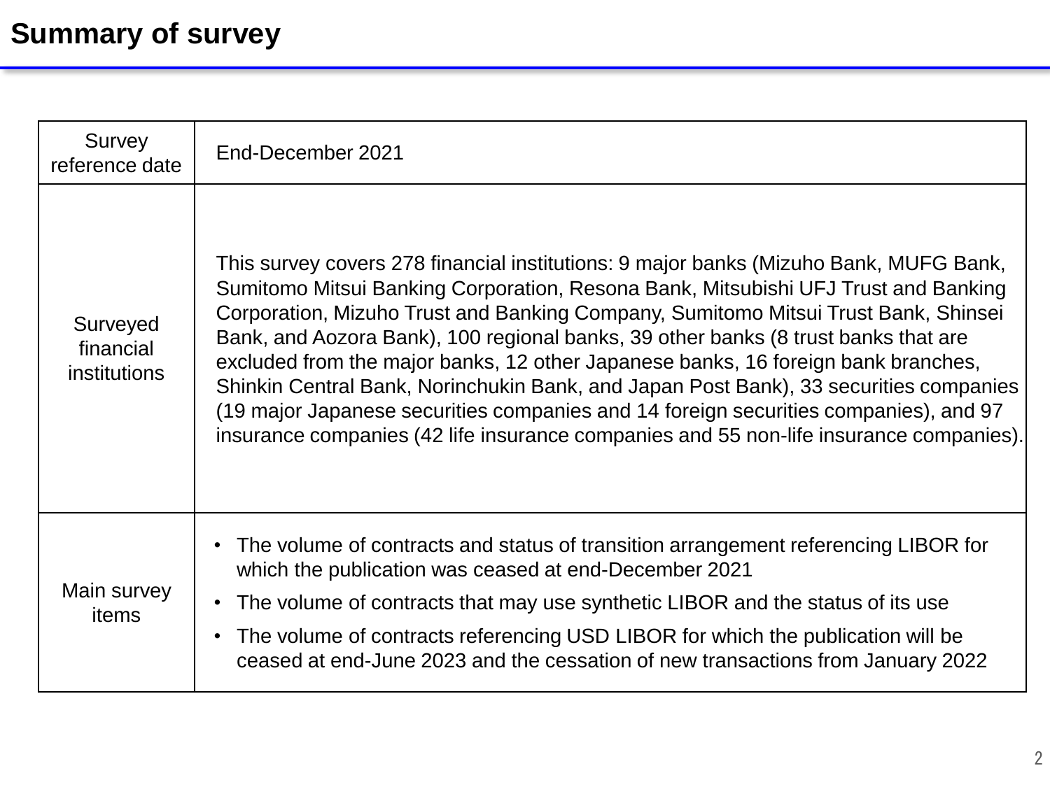# Summary of survey

| Survey reference date | End-December 2021 |
|---|---|
| Surveyed financial institutions | This survey covers 278 financial institutions: 9 major banks (Mizuho Bank, MUFG Bank, Sumitomo Mitsui Banking Corporation, Resona Bank, Mitsubishi UFJ Trust and Banking Corporation, Mizuho Trust and Banking Company, Sumitomo Mitsui Trust Bank, Shinsei Bank, and Aozora Bank), 100 regional banks, 39 other banks (8 trust banks that are excluded from the major banks, 12 other Japanese banks, 16 foreign bank branches, Shinkin Central Bank, Norinchukin Bank, and Japan Post Bank), 33 securities companies (19 major Japanese securities companies and 14 foreign securities companies), and 97 insurance companies (42 life insurance companies and 55 non-life insurance companies). |
| Main survey items | • The volume of contracts and status of transition arrangement referencing LIBOR for which the publication was ceased at end-December 2021<br>• The volume of contracts that may use synthetic LIBOR and the status of its use<br>• The volume of contracts referencing USD LIBOR for which the publication will be ceased at end-June 2023 and the cessation of new transactions from January 2022 |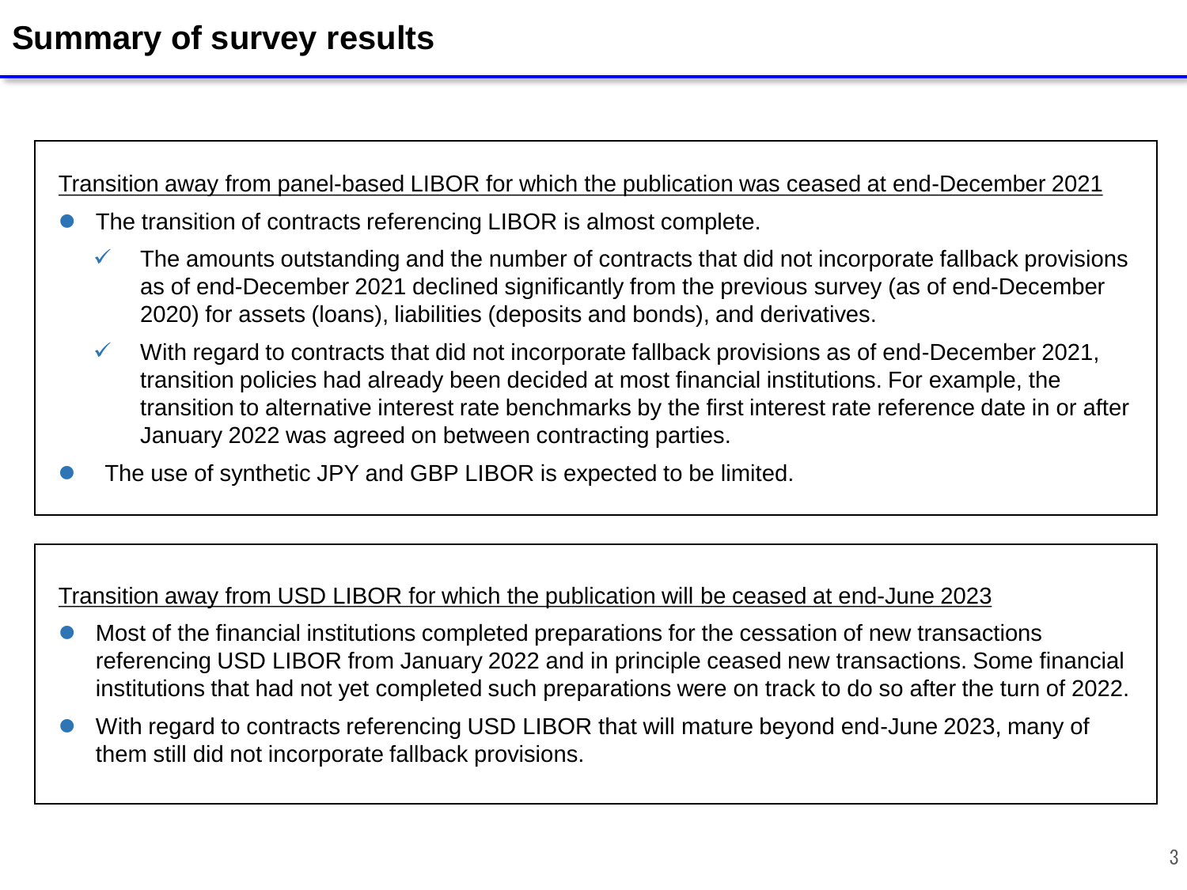# Summary of survey results

<u>Transition away from panel-based LIBOR for which the publication was ceased at end-December 2021</u>

- The transition of contracts referencing LIBOR is almost complete.
  - ✓ The amounts outstanding and the number of contracts that did not incorporate fallback provisions as of end-December 2021 declined significantly from the previous survey (as of end-December 2020) for assets (loans), liabilities (deposits and bonds), and derivatives.
  - ✓ With regard to contracts that did not incorporate fallback provisions as of end-December 2021, transition policies had already been decided at most financial institutions. For example, the transition to alternative interest rate benchmarks by the first interest rate reference date in or after January 2022 was agreed on between contracting parties.
- The use of synthetic JPY and GBP LIBOR is expected to be limited.

<u>Transition away from USD LIBOR for which the publication will be ceased at end-June 2023</u>

- Most of the financial institutions completed preparations for the cessation of new transactions referencing USD LIBOR from January 2022 and in principle ceased new transactions. Some financial institutions that had not yet completed such preparations were on track to do so after the turn of 2022.
- With regard to contracts referencing USD LIBOR that will mature beyond end-June 2023, many of them still did not incorporate fallback provisions.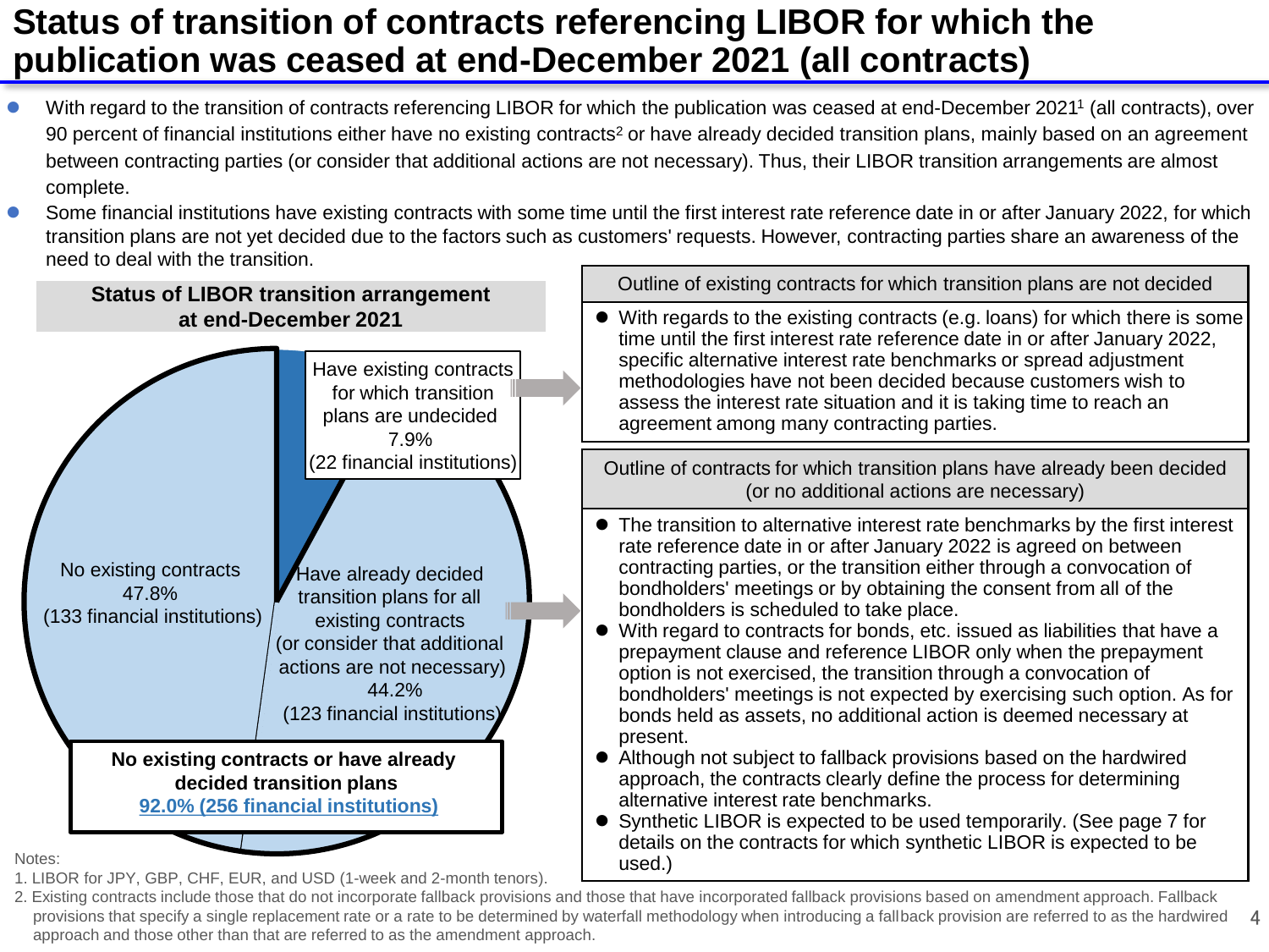# Status of transition of contracts referencing LIBOR for which the publication was ceased at end-December 2021 (all contracts)

- With regard to the transition of contracts referencing LIBOR for which the publication was ceased at end-December 2021[1] (all contracts), over 90 percent of financial institutions either have no existing contracts[2] or have already decided transition plans, mainly based on an agreement between contracting parties (or consider that additional actions are not necessary). Thus, their LIBOR transition arrangements are almost complete.
- Some financial institutions have existing contracts with some time until the first interest rate reference date in or after January 2022, for which transition plans are not yet decided due to the factors such as customers' requests. However, contracting parties share an awareness of the need to deal with the transition.

**Status of LIBOR transition arrangement at end-December 2021**

- Have existing contracts for which transition plans are undecided: 7.9% (22 financial institutions)
- No existing contracts: 47.8% (133 financial institutions)
- Have already decided transition plans for all existing contracts (or consider that additional actions are not necessary): 44.2% (123 financial institutions)

**No existing contracts or have already decided transition plans**
**92.0% (256 financial institutions)**

**Outline of existing contracts for which transition plans are not decided**

- With regards to the existing contracts (e.g. loans) for which there is some time until the first interest rate reference date in or after January 2022, specific alternative interest rate benchmarks or spread adjustment methodologies have not been decided because customers wish to assess the interest rate situation and it is taking time to reach an agreement among many contracting parties.

**Outline of contracts for which transition plans have already been decided (or no additional actions are necessary)**

- The transition to alternative interest rate benchmarks by the first interest rate reference date in or after January 2022 is agreed on between contracting parties, or the transition either through a convocation of bondholders' meetings or by obtaining the consent from all of the bondholders is scheduled to take place.
- With regard to contracts for bonds, etc. issued as liabilities that have a prepayment clause and reference LIBOR only when the prepayment option is not exercised, the transition through a convocation of bondholders' meetings is not expected by exercising such option. As for bonds held as assets, no additional action is deemed necessary at present.
- Although not subject to fallback provisions based on the hardwired approach, the contracts clearly define the process for determining alternative interest rate benchmarks.
- Synthetic LIBOR is expected to be used temporarily. (See page 7 for details on the contracts for which synthetic LIBOR is expected to be used.)

Notes:
1. LIBOR for JPY, GBP, CHF, EUR, and USD (1-week and 2-month tenors).
2. Existing contracts include those that do not incorporate fallback provisions and those that have incorporated fallback provisions based on amendment approach. Fallback provisions that specify a single replacement rate or a rate to be determined by waterfall methodology when introducing a fallback provision are referred to as the hardwired approach and those other than that are referred to as the amendment approach.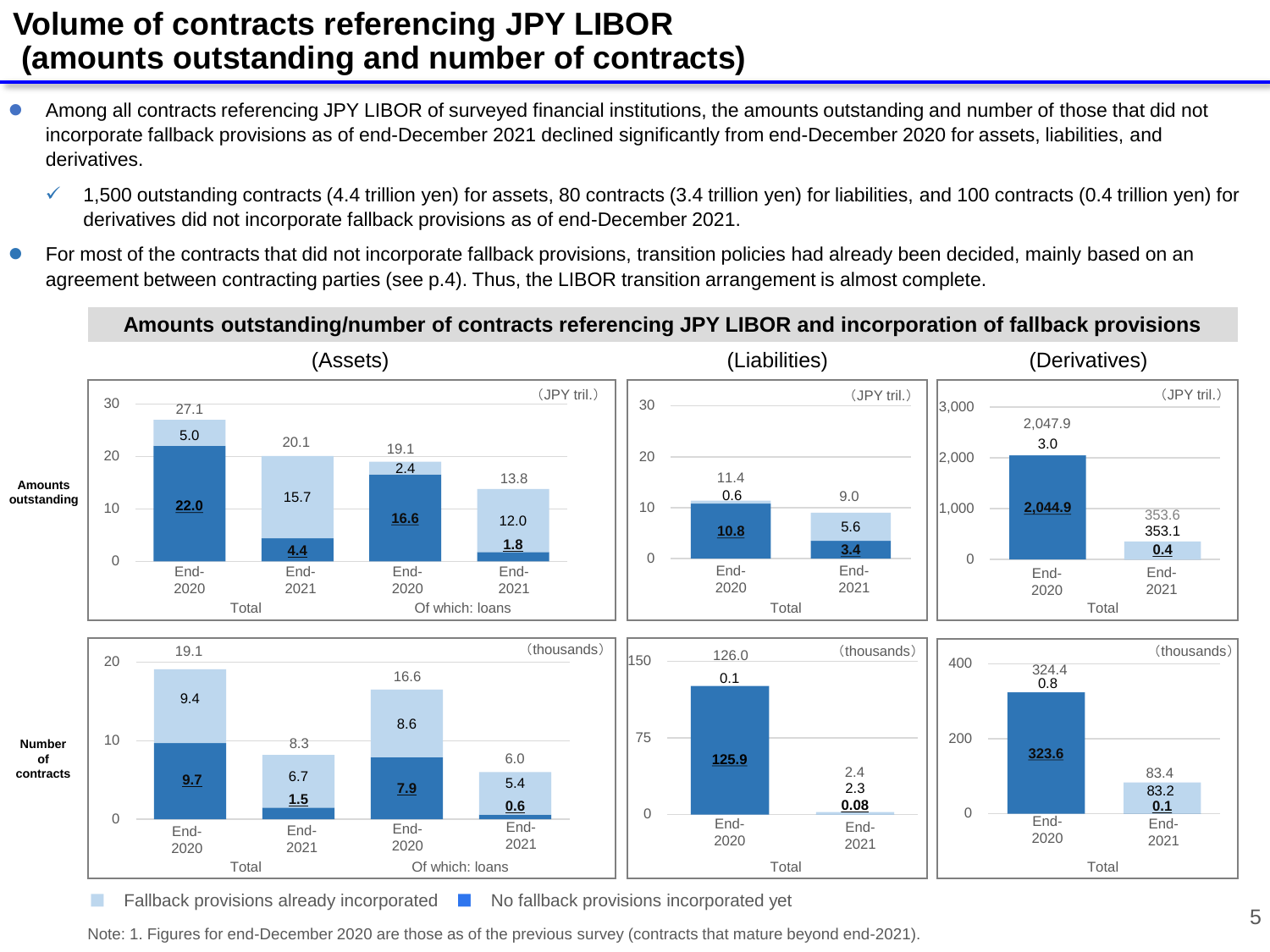# Volume of contracts referencing JPY LIBOR (amounts outstanding and number of contracts)

- Among all contracts referencing JPY LIBOR of surveyed financial institutions, the amounts outstanding and number of those that did not incorporate fallback provisions as of end-December 2021 declined significantly from end-December 2020 for assets, liabilities, and derivatives.
  - ✓ 1,500 outstanding contracts (4.4 trillion yen) for assets, 80 contracts (3.4 trillion yen) for liabilities, and 100 contracts (0.4 trillion yen) for derivatives did not incorporate fallback provisions as of end-December 2021.
- For most of the contracts that did not incorporate fallback provisions, transition policies had already been decided, mainly based on an agreement between contracting parties (see p.4). Thus, the LIBOR transition arrangement is almost complete.

## Amounts outstanding/number of contracts referencing JPY LIBOR and incorporation of fallback provisions

**Amounts outstanding (JPY tril.)**

| Category | | Total | Fallback provisions already incorporated | No fallback provisions incorporated yet |
|---|---|---|---|---|
| Assets – Total | End-2020 | 27.1 | 5.0 | 22.0 |
| Assets – Total | End-2021 | 20.1 | 15.7 | 4.4 |
| Assets – Of which: loans | End-2020 | 19.1 | 2.4 | 16.6 |
| Assets – Of which: loans | End-2021 | 13.8 | 12.0 | 1.8 |
| Liabilities – Total | End-2020 | 11.4 | 0.6 | 10.8 |
| Liabilities – Total | End-2021 | 9.0 | 5.6 | 3.4 |
| Derivatives – Total | End-2020 | 2,047.9 | 3.0 | 2,044.9 |
| Derivatives – Total | End-2021 | 353.6 | 353.1 | 0.4 |

**Number of contracts (thousands)**

| Category | | Total | Fallback provisions already incorporated | No fallback provisions incorporated yet |
|---|---|---|---|---|
| Assets – Total | End-2020 | 19.1 | 9.4 | 9.7 |
| Assets – Total | End-2021 | 8.3 | 6.7 | 1.5 |
| Assets – Of which: loans | End-2020 | 16.6 | 8.6 | 7.9 |
| Assets – Of which: loans | End-2021 | 6.0 | 5.4 | 0.6 |
| Liabilities – Total | End-2020 | 126.0 | 0.1 | 125.9 |
| Liabilities – Total | End-2021 | 2.4 | 2.3 | 0.08 |
| Derivatives – Total | End-2020 | 324.4 | 0.8 | 323.6 |
| Derivatives – Total | End-2021 | 83.4 | 83.2 | 0.1 |

Note: 1. Figures for end-December 2020 are those as of the previous survey (contracts that mature beyond end-2021).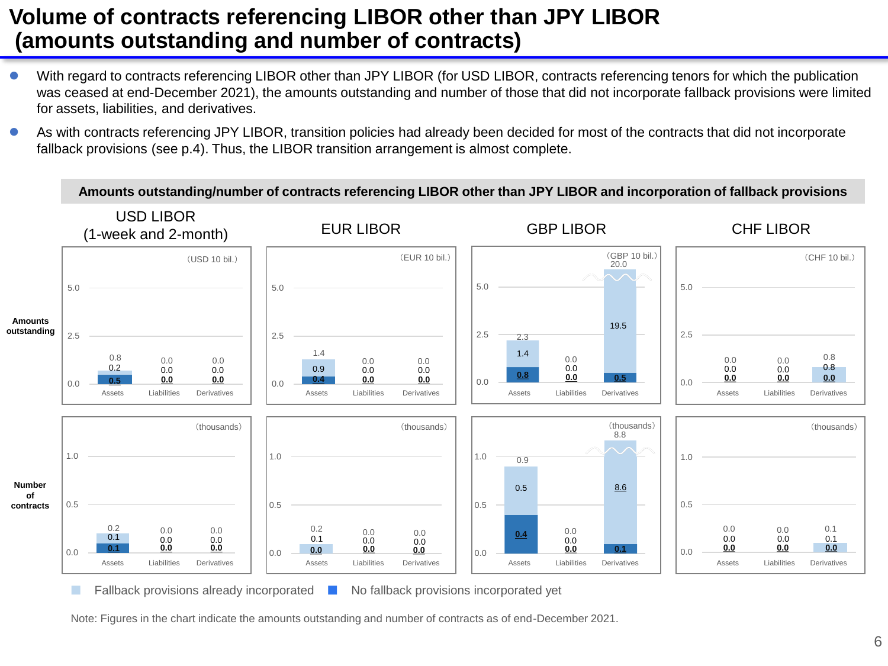# Volume of contracts referencing LIBOR other than JPY LIBOR (amounts outstanding and number of contracts)

- With regard to contracts referencing LIBOR other than JPY LIBOR (for USD LIBOR, contracts referencing tenors for which the publication was ceased at end-December 2021), the amounts outstanding and number of those that did not incorporate fallback provisions were limited for assets, liabilities, and derivatives.
- As with contracts referencing JPY LIBOR, transition policies had already been decided for most of the contracts that did not incorporate fallback provisions (see p.4). Thus, the LIBOR transition arrangement is almost complete.

**Amounts outstanding/number of contracts referencing LIBOR other than JPY LIBOR and incorporation of fallback provisions**

**Amounts outstanding**

| | | Assets | | | Liabilities | | | Derivatives | | |
|---|---|---|---|---|---|---|---|---|---|---|
| | Unit | Total | Fallback provisions already incorporated | No fallback provisions incorporated yet | Total | Fallback provisions already incorporated | No fallback provisions incorporated yet | Total | Fallback provisions already incorporated | No fallback provisions incorporated yet |
| USD LIBOR (1-week and 2-month) | USD 10 bil. | 0.8 | 0.2 | 0.5 | 0.0 | 0.0 | 0.0 | 0.0 | 0.0 | 0.0 |
| EUR LIBOR | EUR 10 bil. | 1.4 | 0.9 | 0.4 | 0.0 | 0.0 | 0.0 | 0.0 | 0.0 | 0.0 |
| GBP LIBOR | GBP 10 bil. | 2.3 | 1.4 | 0.8 | 0.0 | 0.0 | 0.0 | 20.0 | 19.5 | 0.5 |
| CHF LIBOR | CHF 10 bil. | 0.0 | 0.0 | 0.0 | 0.0 | 0.0 | 0.0 | 0.8 | 0.8 | 0.0 |

**Number of contracts**

| | | Assets | | | Liabilities | | | Derivatives | | |
|---|---|---|---|---|---|---|---|---|---|---|
| | Unit | Total | Fallback provisions already incorporated | No fallback provisions incorporated yet | Total | Fallback provisions already incorporated | No fallback provisions incorporated yet | Total | Fallback provisions already incorporated | No fallback provisions incorporated yet |
| USD LIBOR (1-week and 2-month) | thousands | 0.2 | 0.1 | 0.1 | 0.0 | 0.0 | 0.0 | 0.0 | 0.0 | 0.0 |
| EUR LIBOR | thousands | 0.2 | 0.1 | 0.0 | 0.0 | 0.0 | 0.0 | 0.0 | 0.0 | 0.0 |
| GBP LIBOR | thousands | 0.9 | 0.5 | 0.4 | 0.0 | 0.0 | 0.0 | 8.8 | 8.6 | 0.1 |
| CHF LIBOR | thousands | 0.0 | 0.0 | 0.0 | 0.0 | 0.0 | 0.0 | 0.1 | 0.1 | 0.0 |

Note: Figures in the chart indicate the amounts outstanding and number of contracts as of end-December 2021.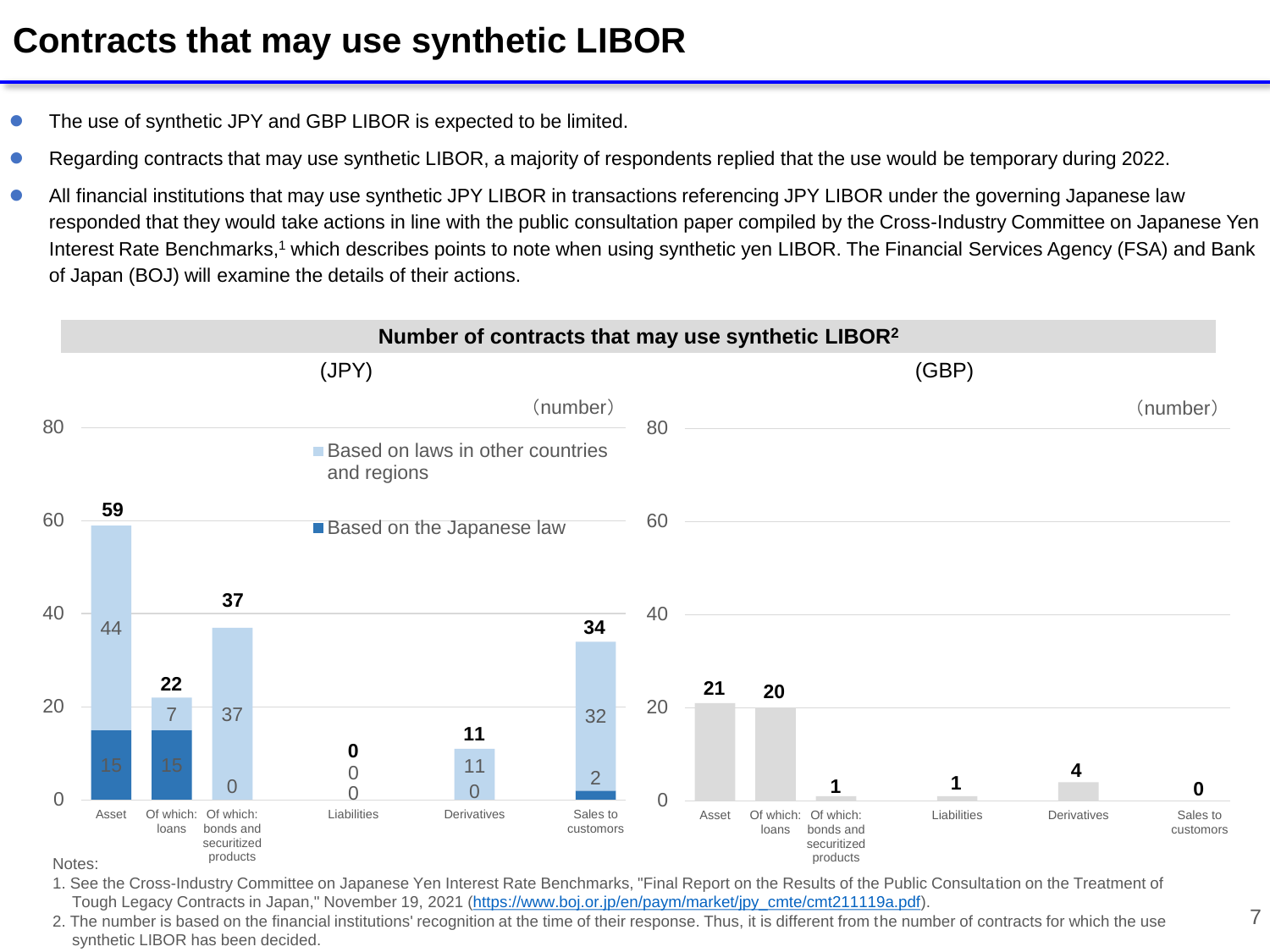# Contracts that may use synthetic LIBOR

- The use of synthetic JPY and GBP LIBOR is expected to be limited.
- Regarding contracts that may use synthetic LIBOR, a majority of respondents replied that the use would be temporary during 2022.
- All financial institutions that may use synthetic JPY LIBOR in transactions referencing JPY LIBOR under the governing Japanese law responded that they would take actions in line with the public consultation paper compiled by the Cross-Industry Committee on Japanese Yen Interest Rate Benchmarks,[1] which describes points to note when using synthetic yen LIBOR. The Financial Services Agency (FSA) and Bank of Japan (BOJ) will examine the details of their actions.

**Number of contracts that may use synthetic LIBOR[2]**

(JPY) (number)

| | Total | Based on laws in other countries and regions | Based on the Japanese law |
|---|---|---|---|
| Asset | 59 | 44 | 15 |
| Of which: loans | 22 | 7 | 15 |
| Of which: bonds and securitized products | 37 | 37 | 0 |
| Liabilities | 0 | 0 | 0 |
| Derivatives | 11 | 11 | 0 |
| Sales to customors | 34 | 32 | 2 |

(GBP) (number)

| | Total |
|---|---|
| Asset | 21 |
| Of which: loans | 20 |
| Of which: bonds and securitized products | 1 |
| Liabilities | 1 |
| Derivatives | 4 |
| Sales to customors | 0 |

Notes:
1. See the Cross-Industry Committee on Japanese Yen Interest Rate Benchmarks, "Final Report on the Results of the Public Consultation on the Treatment of Tough Legacy Contracts in Japan," November 19, 2021 (https://www.boj.or.jp/en/paym/market/jpy_cmte/cmt211119a.pdf).
2. The number is based on the financial institutions' recognition at the time of their response. Thus, it is different from the number of contracts for which the use synthetic LIBOR has been decided.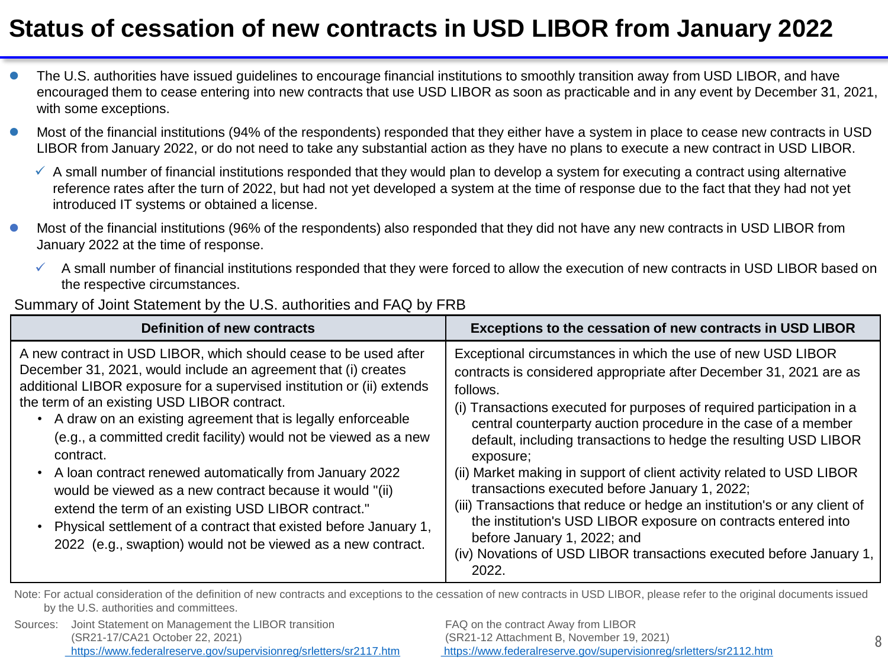# Status of cessation of new contracts in USD LIBOR from January 2022

- The U.S. authorities have issued guidelines to encourage financial institutions to smoothly transition away from USD LIBOR, and have encouraged them to cease entering into new contracts that use USD LIBOR as soon as practicable and in any event by December 31, 2021, with some exceptions.
- Most of the financial institutions (94% of the respondents) responded that they either have a system in place to cease new contracts in USD LIBOR from January 2022, or do not need to take any substantial action as they have no plans to execute a new contract in USD LIBOR.
  - ✓ A small number of financial institutions responded that they would plan to develop a system for executing a contract using alternative reference rates after the turn of 2022, but had not yet developed a system at the time of response due to the fact that they had not yet introduced IT systems or obtained a license.
- Most of the financial institutions (96% of the respondents) also responded that they did not have any new contracts in USD LIBOR from January 2022 at the time of response.
  - ✓ A small number of financial institutions responded that they were forced to allow the execution of new contracts in USD LIBOR based on the respective circumstances.

Summary of Joint Statement by the U.S. authorities and FAQ by FRB

| Definition of new contracts | Exceptions to the cessation of new contracts in USD LIBOR |
|---|---|
| A new contract in USD LIBOR, which should cease to be used after December 31, 2021, would include an agreement that (i) creates additional LIBOR exposure for a supervised institution or (ii) extends the term of an existing USD LIBOR contract.<br>• A draw on an existing agreement that is legally enforceable (e.g., a committed credit facility) would not be viewed as a new contract.<br>• A loan contract renewed automatically from January 2022 would be viewed as a new contract because it would "(ii) extend the term of an existing USD LIBOR contract."<br>• Physical settlement of a contract that existed before January 1, 2022 (e.g., swaption) would not be viewed as a new contract. | Exceptional circumstances in which the use of new USD LIBOR contracts is considered appropriate after December 31, 2021 are as follows.<br>(i) Transactions executed for purposes of required participation in a central counterparty auction procedure in the case of a member default, including transactions to hedge the resulting USD LIBOR exposure;<br>(ii) Market making in support of client activity related to USD LIBOR transactions executed before January 1, 2022;<br>(iii) Transactions that reduce or hedge an institution's or any client of the institution's USD LIBOR exposure on contracts entered into before January 1, 2022; and<br>(iv) Novations of USD LIBOR transactions executed before January 1, 2022. |

Note: For actual consideration of the definition of new contracts and exceptions to the cessation of new contracts in USD LIBOR, please refer to the original documents issued by the U.S. authorities and committees.

Sources: Joint Statement on Management the LIBOR transition (SR21-17/CA21 October 22, 2021) https://www.federalreserve.gov/supervisionreg/srletters/sr2117.htm

FAQ on the contract Away from LIBOR (SR21-12 Attachment B, November 19, 2021) https://www.federalreserve.gov/supervisionreg/srletters/sr2112.htm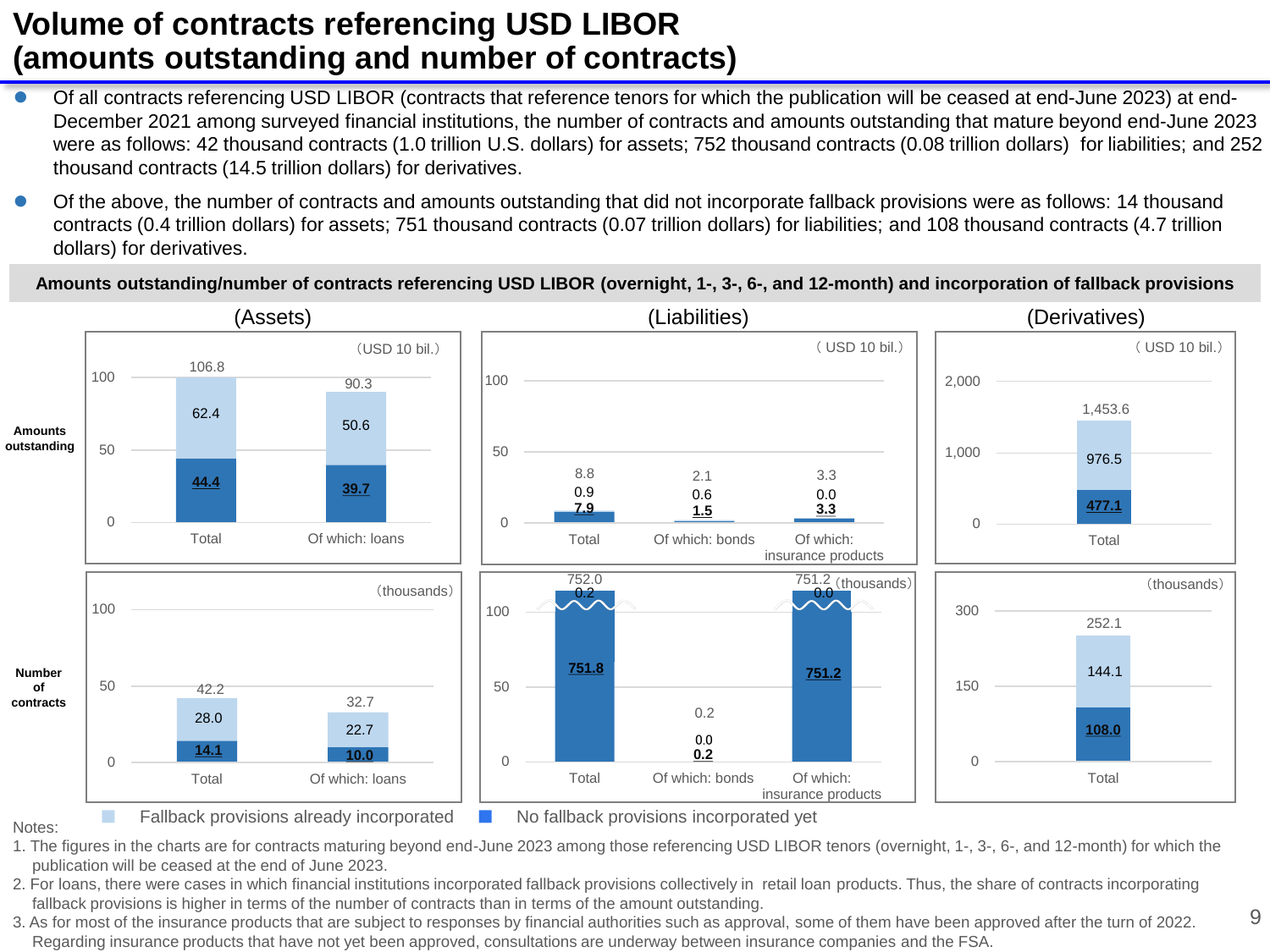# Volume of contracts referencing USD LIBOR (amounts outstanding and number of contracts)

- Of all contracts referencing USD LIBOR (contracts that reference tenors for which the publication will be ceased at end-June 2023) at end-December 2021 among surveyed financial institutions, the number of contracts and amounts outstanding that mature beyond end-June 2023 were as follows: 42 thousand contracts (1.0 trillion U.S. dollars) for assets; 752 thousand contracts (0.08 trillion dollars) for liabilities; and 252 thousand contracts (14.5 trillion dollars) for derivatives.
- Of the above, the number of contracts and amounts outstanding that did not incorporate fallback provisions were as follows: 14 thousand contracts (0.4 trillion dollars) for assets; 751 thousand contracts (0.07 trillion dollars) for liabilities; and 108 thousand contracts (4.7 trillion dollars) for derivatives.

**Amounts outstanding/number of contracts referencing USD LIBOR (overnight, 1-, 3-, 6-, and 12-month) and incorporation of fallback provisions**

**Amounts outstanding (USD 10 bil.)**

| | | Total | Fallback provisions already incorporated | No fallback provisions incorporated yet |
|---|---|---|---|---|
| Assets | Total | 106.8 | 62.4 | 44.4 |
| Assets | Of which: loans | 90.3 | 50.6 | 39.7 |
| Liabilities | Total | 8.8 | 0.9 | 7.9 |
| Liabilities | Of which: bonds | 2.1 | 0.6 | 1.5 |
| Liabilities | Of which: insurance products | 3.3 | 0.0 | 3.3 |
| Derivatives | Total | 1,453.6 | 976.5 | 477.1 |

**Number of contracts (thousands)**

| | | Total | Fallback provisions already incorporated | No fallback provisions incorporated yet |
|---|---|---|---|---|
| Assets | Total | 42.2 | 28.0 | 14.1 |
| Assets | Of which: loans | 32.7 | 22.7 | 10.0 |
| Liabilities | Total | 752.0 | 0.2 | 751.8 |
| Liabilities | Of which: bonds | 0.2 | 0.0 | 0.2 |
| Liabilities | Of which: insurance products | 751.2 | 0.0 | 751.2 |
| Derivatives | Total | 252.1 | 144.1 | 108.0 |

Notes:

1. The figures in the charts are for contracts maturing beyond end-June 2023 among those referencing USD LIBOR tenors (overnight, 1-, 3-, 6-, and 12-month) for which the publication will be ceased at the end of June 2023.
2. For loans, there were cases in which financial institutions incorporated fallback provisions collectively in retail loan products. Thus, the share of contracts incorporating fallback provisions is higher in terms of the number of contracts than in terms of the amount outstanding.
3. As for most of the insurance products that are subject to responses by financial authorities such as approval, some of them have been approved after the turn of 2022. Regarding insurance products that have not yet been approved, consultations are underway between insurance companies and the FSA.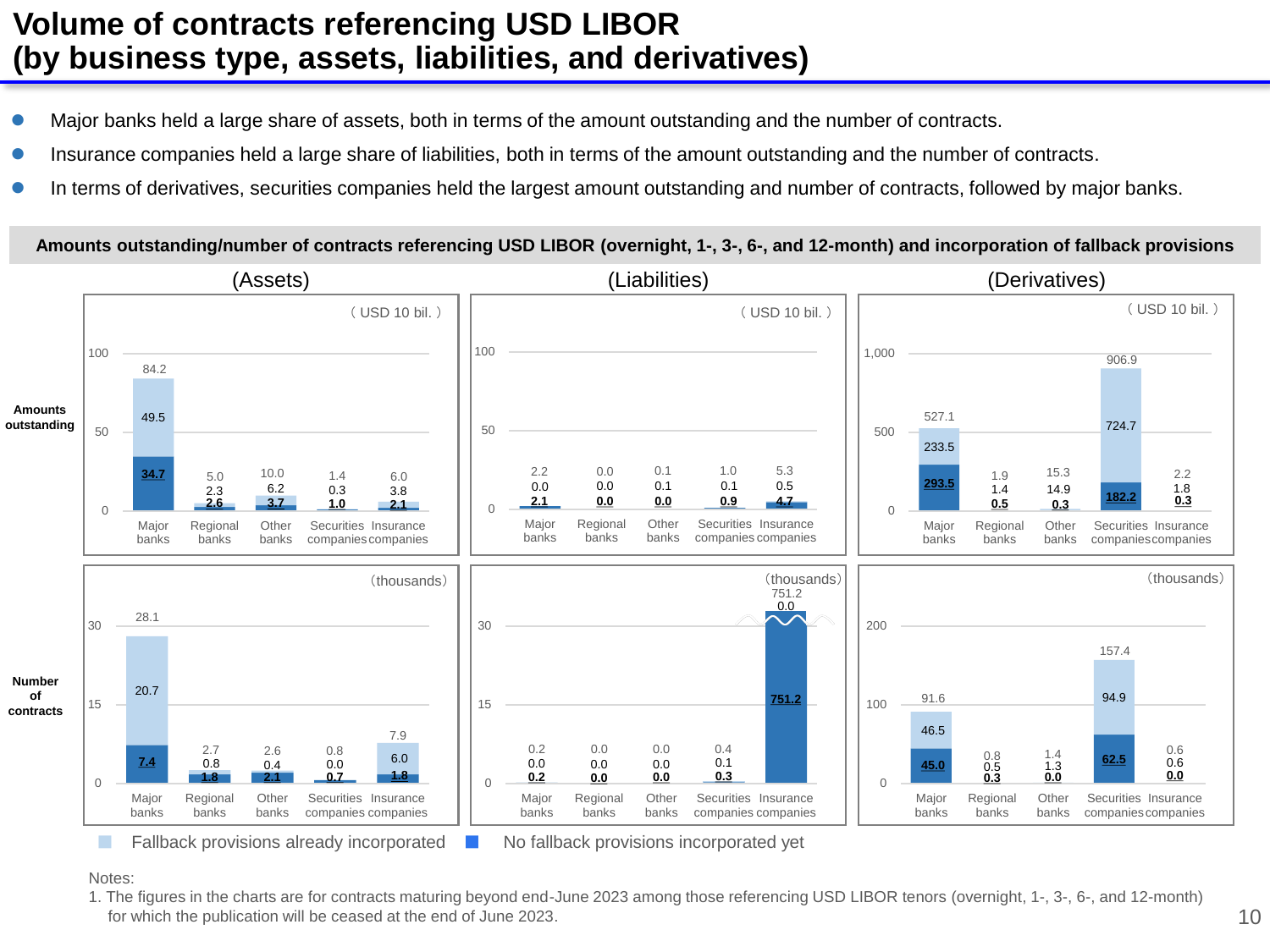# Volume of contracts referencing USD LIBOR (by business type, assets, liabilities, and derivatives)

- Major banks held a large share of assets, both in terms of the amount outstanding and the number of contracts.
- Insurance companies held a large share of liabilities, both in terms of the amount outstanding and the number of contracts.
- In terms of derivatives, securities companies held the largest amount outstanding and number of contracts, followed by major banks.

**Amounts outstanding/number of contracts referencing USD LIBOR (overnight, 1-, 3-, 6-, and 12-month) and incorporation of fallback provisions**

**Amounts outstanding (USD 10 bil.)**

| | | Major banks | Regional banks | Other banks | Securities companies | Insurance companies |
|---|---|---|---|---|---|---|
| (Assets) | Total | 84.2 | 5.0 | 10.0 | 1.4 | 6.0 |
| | Fallback provisions already incorporated | 49.5 | 2.3 | 6.2 | 0.3 | 3.8 |
| | No fallback provisions incorporated yet | 34.7 | 2.6 | 3.7 | 1.0 | 2.1 |
| (Liabilities) | Total | 2.2 | 0.0 | 0.1 | 1.0 | 5.3 |
| | Fallback provisions already incorporated | 0.0 | 0.0 | 0.1 | 0.1 | 0.5 |
| | No fallback provisions incorporated yet | 2.1 | 0.0 | 0.0 | 0.9 | 4.7 |
| (Derivatives) | Total | 527.1 | 1.9 | 15.3 | 906.9 | 2.2 |
| | Fallback provisions already incorporated | 233.5 | 1.4 | 14.9 | 724.7 | 1.8 |
| | No fallback provisions incorporated yet | 293.5 | 0.5 | 0.3 | 182.2 | 0.3 |

**Number of contracts (thousands)**

| | | Major banks | Regional banks | Other banks | Securities companies | Insurance companies |
|---|---|---|---|---|---|---|
| (Assets) | Total | 28.1 | 2.7 | 2.6 | 0.8 | 7.9 |
| | Fallback provisions already incorporated | 20.7 | 0.8 | 0.4 | 0.0 | 6.0 |
| | No fallback provisions incorporated yet | 7.4 | 1.8 | 2.1 | 0.7 | 1.8 |
| (Liabilities) | Total | 0.2 | 0.0 | 0.0 | 0.4 | 751.2 |
| | Fallback provisions already incorporated | 0.0 | 0.0 | 0.0 | 0.1 | 0.0 |
| | No fallback provisions incorporated yet | 0.2 | 0.0 | 0.0 | 0.3 | 751.2 |
| (Derivatives) | Total | 91.6 | 0.8 | 1.4 | 157.4 | 0.6 |
| | Fallback provisions already incorporated | 46.5 | 0.5 | 1.3 | 94.9 | 0.6 |
| | No fallback provisions incorporated yet | 45.0 | 0.3 | 0.0 | 62.5 | 0.0 |

Notes:
1. The figures in the charts are for contracts maturing beyond end-June 2023 among those referencing USD LIBOR tenors (overnight, 1-, 3-, 6-, and 12-month) for which the publication will be ceased at the end of June 2023.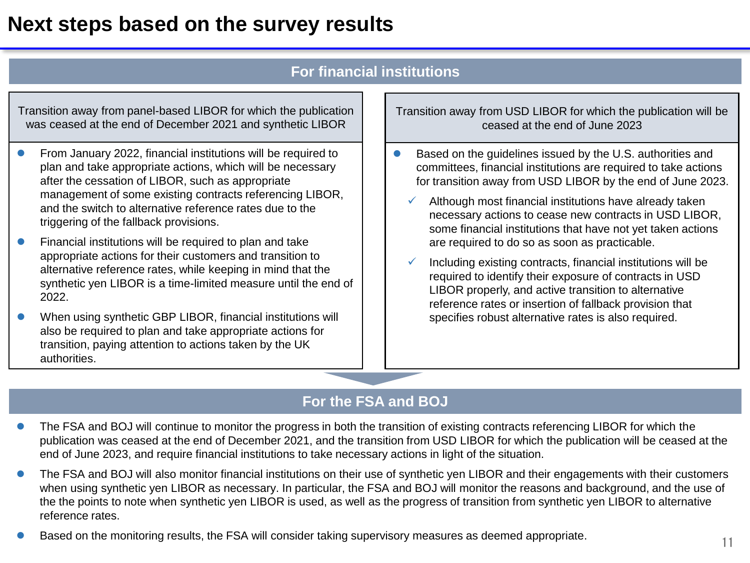# Next steps based on the survey results

## For financial institutions

### Transition away from panel-based LIBOR for which the publication was ceased at the end of December 2021 and synthetic LIBOR

- From January 2022, financial institutions will be required to plan and take appropriate actions, which will be necessary after the cessation of LIBOR, such as appropriate management of some existing contracts referencing LIBOR, and the switch to alternative reference rates due to the triggering of the fallback provisions.
- Financial institutions will be required to plan and take appropriate actions for their customers and transition to alternative reference rates, while keeping in mind that the synthetic yen LIBOR is a time-limited measure until the end of 2022.
- When using synthetic GBP LIBOR, financial institutions will also be required to plan and take appropriate actions for transition, paying attention to actions taken by the UK authorities.

### Transition away from USD LIBOR for which the publication will be ceased at the end of June 2023

- Based on the guidelines issued by the U.S. authorities and committees, financial institutions are required to take actions for transition away from USD LIBOR by the end of June 2023.
  - ✓ Although most financial institutions have already taken necessary actions to cease new contracts in USD LIBOR, some financial institutions that have not yet taken actions are required to do so as soon as practicable.
  - ✓ Including existing contracts, financial institutions will be required to identify their exposure of contracts in USD LIBOR properly, and active transition to alternative reference rates or insertion of fallback provision that specifies robust alternative rates is also required.

## For the FSA and BOJ

- The FSA and BOJ will continue to monitor the progress in both the transition of existing contracts referencing LIBOR for which the publication was ceased at the end of December 2021, and the transition from USD LIBOR for which the publication will be ceased at the end of June 2023, and require financial institutions to take necessary actions in light of the situation.
- The FSA and BOJ will also monitor financial institutions on their use of synthetic yen LIBOR and their engagements with their customers when using synthetic yen LIBOR as necessary. In particular, the FSA and BOJ will monitor the reasons and background, and the use of the the points to note when synthetic yen LIBOR is used, as well as the progress of transition from synthetic yen LIBOR to alternative reference rates.
- Based on the monitoring results, the FSA will consider taking supervisory measures as deemed appropriate.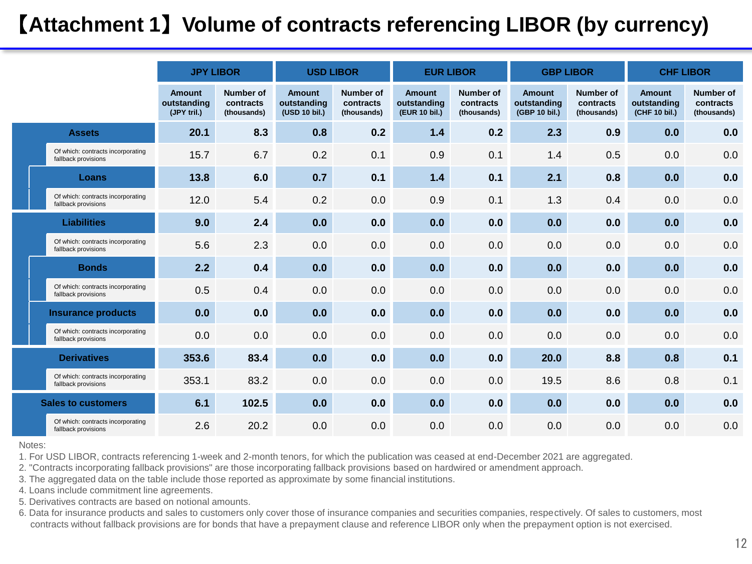# 【Attachment 1】Volume of contracts referencing LIBOR (by currency)

| | JPY LIBOR | | USD LIBOR | | EUR LIBOR | | GBP LIBOR | | CHF LIBOR | |
|---|---|---|---|---|---|---|---|---|---|---|
| | Amount outstanding (JPY tril.) | Number of contracts (thousands) | Amount outstanding (USD 10 bil.) | Number of contracts (thousands) | Amount outstanding (EUR 10 bil.) | Number of contracts (thousands) | Amount outstanding (GBP 10 bil.) | Number of contracts (thousands) | Amount outstanding (CHF 10 bil.) | Number of contracts (thousands) |
| **Assets** | **20.1** | **8.3** | **0.8** | **0.2** | **1.4** | **0.2** | **2.3** | **0.9** | **0.0** | **0.0** |
| Of which: contracts incorporating fallback provisions | 15.7 | 6.7 | 0.2 | 0.1 | 0.9 | 0.1 | 1.4 | 0.5 | 0.0 | 0.0 |
| **Loans** | **13.8** | **6.0** | **0.7** | **0.1** | **1.4** | **0.1** | **2.1** | **0.8** | **0.0** | **0.0** |
| Of which: contracts incorporating fallback provisions | 12.0 | 5.4 | 0.2 | 0.0 | 0.9 | 0.1 | 1.3 | 0.4 | 0.0 | 0.0 |
| **Liabilities** | **9.0** | **2.4** | **0.0** | **0.0** | **0.0** | **0.0** | **0.0** | **0.0** | **0.0** | **0.0** |
| Of which: contracts incorporating fallback provisions | 5.6 | 2.3 | 0.0 | 0.0 | 0.0 | 0.0 | 0.0 | 0.0 | 0.0 | 0.0 |
| **Bonds** | **2.2** | **0.4** | **0.0** | **0.0** | **0.0** | **0.0** | **0.0** | **0.0** | **0.0** | **0.0** |
| Of which: contracts incorporating fallback provisions | 0.5 | 0.4 | 0.0 | 0.0 | 0.0 | 0.0 | 0.0 | 0.0 | 0.0 | 0.0 |
| **Insurance products** | **0.0** | **0.0** | **0.0** | **0.0** | **0.0** | **0.0** | **0.0** | **0.0** | **0.0** | **0.0** |
| Of which: contracts incorporating fallback provisions | 0.0 | 0.0 | 0.0 | 0.0 | 0.0 | 0.0 | 0.0 | 0.0 | 0.0 | 0.0 |
| **Derivatives** | **353.6** | **83.4** | **0.0** | **0.0** | **0.0** | **0.0** | **20.0** | **8.8** | **0.8** | **0.1** |
| Of which: contracts incorporating fallback provisions | 353.1 | 83.2 | 0.0 | 0.0 | 0.0 | 0.0 | 19.5 | 8.6 | 0.8 | 0.1 |
| **Sales to customers** | **6.1** | **102.5** | **0.0** | **0.0** | **0.0** | **0.0** | **0.0** | **0.0** | **0.0** | **0.0** |
| Of which: contracts incorporating fallback provisions | 2.6 | 20.2 | 0.0 | 0.0 | 0.0 | 0.0 | 0.0 | 0.0 | 0.0 | 0.0 |

Notes:

1. For USD LIBOR, contracts referencing 1-week and 2-month tenors, for which the publication was ceased at end-December 2021 are aggregated.
2. "Contracts incorporating fallback provisions" are those incorporating fallback provisions based on hardwired or amendment approach.
3. The aggregated data on the table include those reported as approximate by some financial institutions.
4. Loans include commitment line agreements.
5. Derivatives contracts are based on notional amounts.
6. Data for insurance products and sales to customers only cover those of insurance companies and securities companies, respectively. Of sales to customers, most contracts without fallback provisions are for bonds that have a prepayment clause and reference LIBOR only when the prepayment option is not exercised.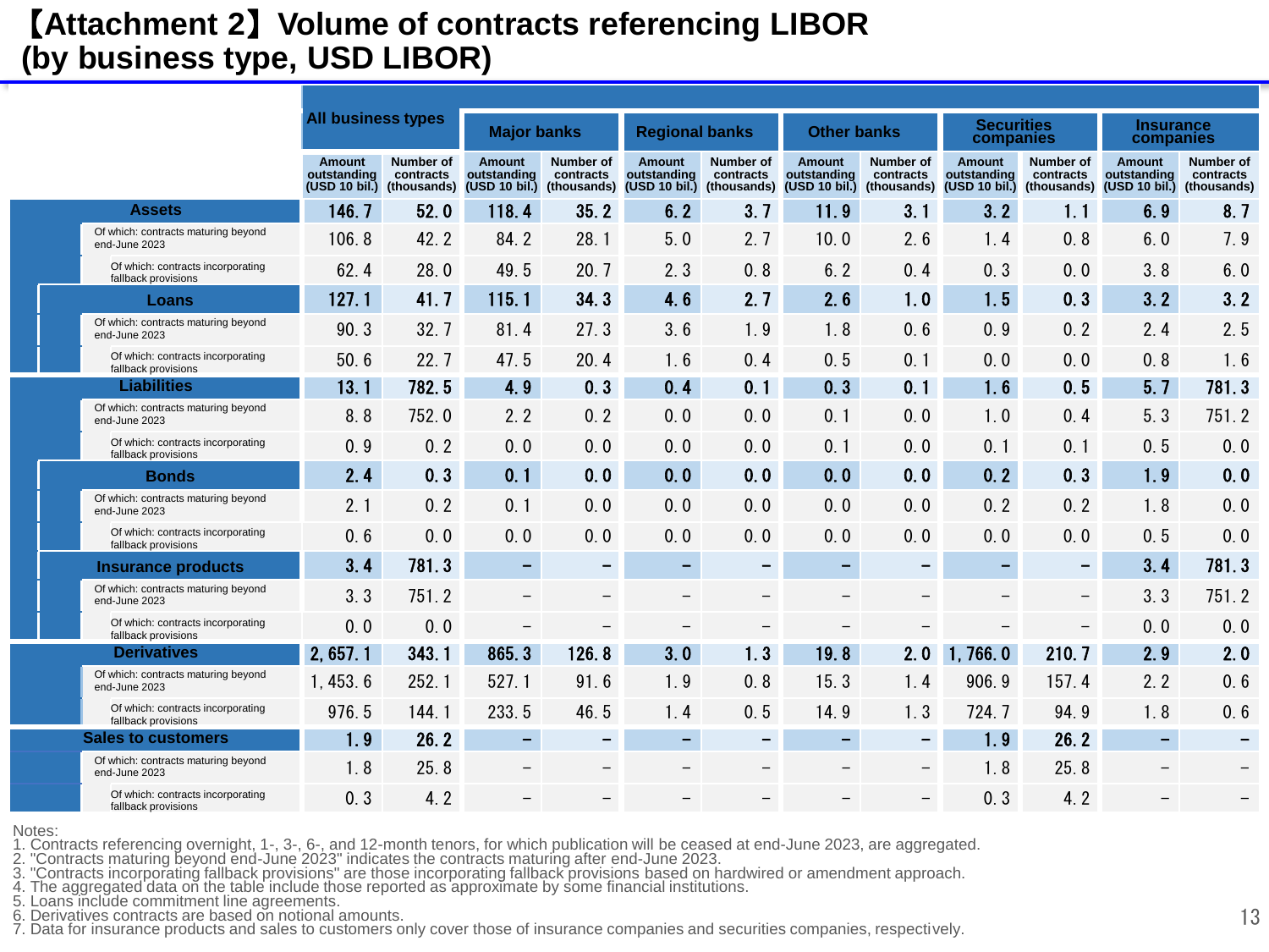# 【Attachment 2】Volume of contracts referencing LIBOR (by business type, USD LIBOR)

| | All business types | | Major banks | | Regional banks | | Other banks | | Securities companies | | Insurance companies | |
|---|---|---|---|---|---|---|---|---|---|---|---|---|
| | Amount outstanding (USD 10 bil.) | Number of contracts (thousands) | Amount outstanding (USD 10 bil.) | Number of contracts (thousands) | Amount outstanding (USD 10 bil.) | Number of contracts (thousands) | Amount outstanding (USD 10 bil.) | Number of contracts (thousands) | Amount outstanding (USD 10 bil.) | Number of contracts (thousands) | Amount outstanding (USD 10 bil.) | Number of contracts (thousands) |
| **Assets** | **146.7** | **52.0** | **118.4** | **35.2** | **6.2** | **3.7** | **11.9** | **3.1** | **3.2** | **1.1** | **6.9** | **8.7** |
| Of which: contracts maturing beyond end-June 2023 | 106.8 | 42.2 | 84.2 | 28.1 | 5.0 | 2.7 | 10.0 | 2.6 | 1.4 | 0.8 | 6.0 | 7.9 |
| Of which: contracts incorporating fallback provisions | 62.4 | 28.0 | 49.5 | 20.7 | 2.3 | 0.8 | 6.2 | 0.4 | 0.3 | 0.0 | 3.8 | 6.0 |
| **Loans** | **127.1** | **41.7** | **115.1** | **34.3** | **4.6** | **2.7** | **2.6** | **1.0** | **1.5** | **0.3** | **3.2** | **3.2** |
| Of which: contracts maturing beyond end-June 2023 | 90.3 | 32.7 | 81.4 | 27.3 | 3.6 | 1.9 | 1.8 | 0.6 | 0.9 | 0.2 | 2.4 | 2.5 |
| Of which: contracts incorporating fallback provisions | 50.6 | 22.7 | 47.5 | 20.4 | 1.6 | 0.4 | 0.5 | 0.1 | 0.0 | 0.0 | 0.8 | 1.6 |
| **Liabilities** | **13.1** | **782.5** | **4.9** | **0.3** | **0.4** | **0.1** | **0.3** | **0.1** | **1.6** | **0.5** | **5.7** | **781.3** |
| Of which: contracts maturing beyond end-June 2023 | 8.8 | 752.0 | 2.2 | 0.2 | 0.0 | 0.0 | 0.1 | 0.0 | 1.0 | 0.4 | 5.3 | 751.2 |
| Of which: contracts incorporating fallback provisions | 0.9 | 0.2 | 0.0 | 0.0 | 0.0 | 0.0 | 0.1 | 0.0 | 0.1 | 0.1 | 0.5 | 0.0 |
| **Bonds** | **2.4** | **0.3** | **0.1** | **0.0** | **0.0** | **0.0** | **0.0** | **0.0** | **0.2** | **0.3** | **1.9** | **0.0** |
| Of which: contracts maturing beyond end-June 2023 | 2.1 | 0.2 | 0.1 | 0.0 | 0.0 | 0.0 | 0.0 | 0.0 | 0.2 | 0.2 | 1.8 | 0.0 |
| Of which: contracts incorporating fallback provisions | 0.6 | 0.0 | 0.0 | 0.0 | 0.0 | 0.0 | 0.0 | 0.0 | 0.0 | 0.0 | 0.5 | 0.0 |
| **Insurance products** | **3.4** | **781.3** | **–** | **–** | **–** | **–** | **–** | **–** | **–** | **–** | **3.4** | **781.3** |
| Of which: contracts maturing beyond end-June 2023 | 3.3 | 751.2 | – | – | – | – | – | – | – | – | 3.3 | 751.2 |
| Of which: contracts incorporating fallback provisions | 0.0 | 0.0 | – | – | – | – | – | – | – | – | 0.0 | 0.0 |
| **Derivatives** | **2,657.1** | **343.1** | **865.3** | **126.8** | **3.0** | **1.3** | **19.8** | **2.0** | **1,766.0** | **210.7** | **2.9** | **2.0** |
| Of which: contracts maturing beyond end-June 2023 | 1,453.6 | 252.1 | 527.1 | 91.6 | 1.9 | 0.8 | 15.3 | 1.4 | 906.9 | 157.4 | 2.2 | 0.6 |
| Of which: contracts incorporating fallback provisions | 976.5 | 144.1 | 233.5 | 46.5 | 1.4 | 0.5 | 14.9 | 1.3 | 724.7 | 94.9 | 1.8 | 0.6 |
| **Sales to customers** | **1.9** | **26.2** | **–** | **–** | **–** | **–** | **–** | **–** | **1.9** | **26.2** | **–** | **–** |
| Of which: contracts maturing beyond end-June 2023 | 1.8 | 25.8 | – | – | – | – | – | – | 1.8 | 25.8 | – | – |
| Of which: contracts incorporating fallback provisions | 0.3 | 4.2 | – | – | – | – | – | – | 0.3 | 4.2 | – | – |

Notes:
1. Contracts referencing overnight, 1-, 3-, 6-, and 12-month tenors, for which publication will be ceased at end-June 2023, are aggregated.
2. "Contracts maturing beyond end-June 2023" indicates the contracts maturing after end-June 2023.
3. "Contracts incorporating fallback provisions" are those incorporating fallback provisions based on hardwired or amendment approach.
4. The aggregated data on the table include those reported as approximate by some financial institutions.
5. Loans include commitment line agreements.
6. Derivatives contracts are based on notional amounts.
7. Data for insurance products and sales to customers only cover those of insurance companies and securities companies, respectively.